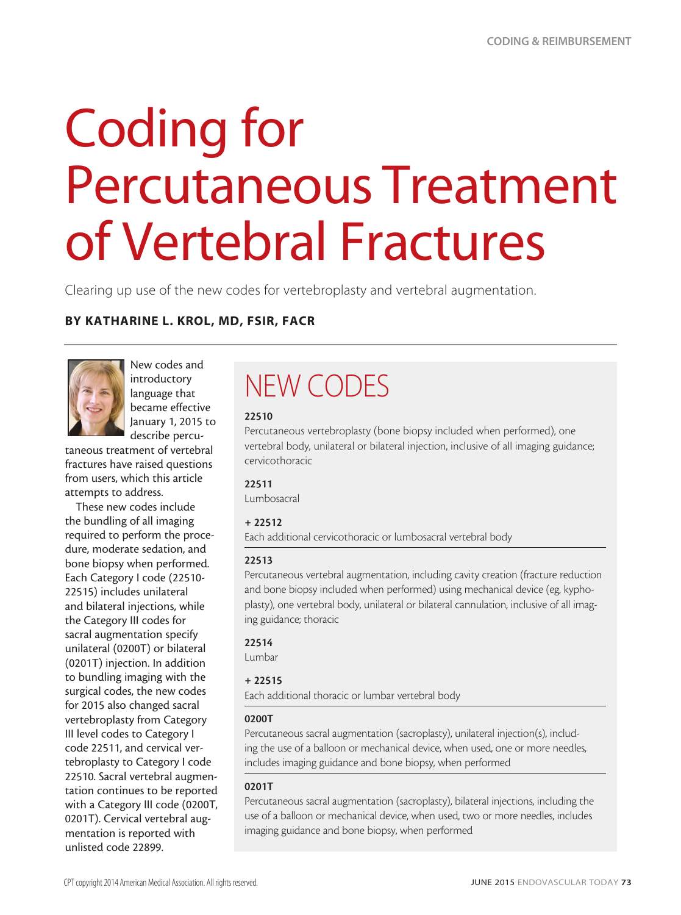# Coding for Percutaneous Treatment of Vertebral Fractures

Clearing up use of the new codes for vertebroplasty and vertebral augmentation.

**BY KATHARINE L. KROL, MD, FSIR, FACR**

New codes and introductory language that became effective January 1, 2015 to describe percutaneous treatment of vertebral fractures have raised questions from users, which this article attempts to address.

These new codes include the bundling of all imaging required to perform the procedure, moderate sedation, and bone biopsy when performed. Each Category I code (22510-22515) includes unilateral and bilateral injections, while the Category III codes for sacral augmentation specify unilateral (0200T) or bilateral (0201T) injection. In addition to bundling imaging with the surgical codes, the new codes for 2015 also changed sacral vertebroplasty from Category III level codes to Category I code 22511, and cervical vertebroplasty to Category I code 22510. Sacral vertebral augmentation continues to be reported with a Category III code (0200T, 0201T). Cervical vertebral augmentation is reported with unlisted code 22899.

## NEW CODES

**22510**
Percutaneous vertebroplasty (bone biopsy included when performed), one vertebral body, unilateral or bilateral injection, inclusive of all imaging guidance; cervicothoracic

**22511**
Lumbosacral

**+ 22512**
Each additional cervicothoracic or lumbosacral vertebral body

**22513**
Percutaneous vertebral augmentation, including cavity creation (fracture reduction and bone biopsy included when performed) using mechanical device (eg, kyphoplasty), one vertebral body, unilateral or bilateral cannulation, inclusive of all imaging guidance; thoracic

**22514**
Lumbar

**+ 22515**
Each additional thoracic or lumbar vertebral body

**0200T**
Percutaneous sacral augmentation (sacroplasty), unilateral injection(s), including the use of a balloon or mechanical device, when used, one or more needles, includes imaging guidance and bone biopsy, when performed

**0201T**
Percutaneous sacral augmentation (sacroplasty), bilateral injections, including the use of a balloon or mechanical device, when used, two or more needles, includes imaging guidance and bone biopsy, when performed

CPT copyright 2014 American Medical Association. All rights reserved.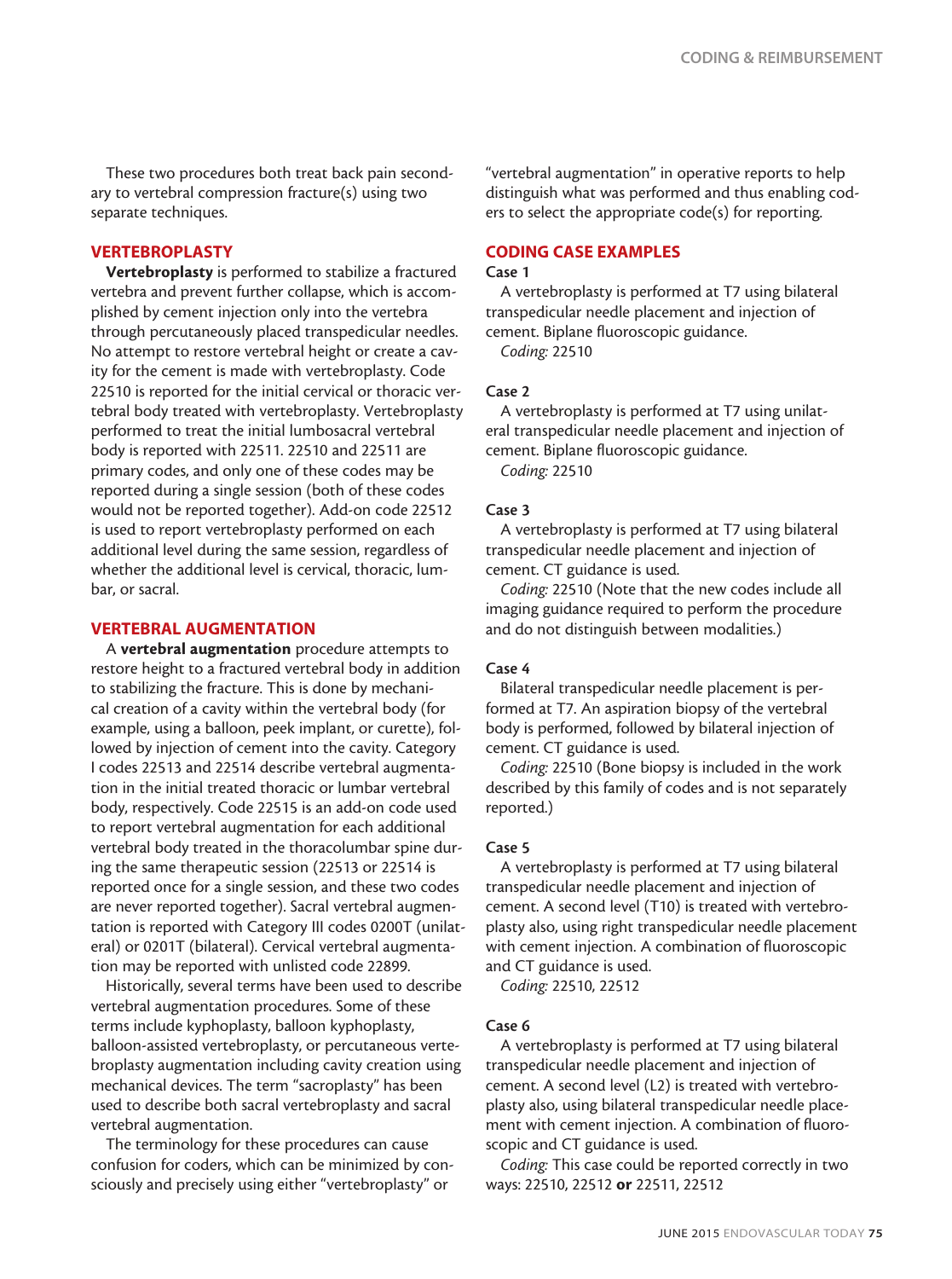These two procedures both treat back pain secondary to vertebral compression fracture(s) using two separate techniques.

## VERTEBROPLASTY

**Vertebroplasty** is performed to stabilize a fractured vertebra and prevent further collapse, which is accomplished by cement injection only into the vertebra through percutaneously placed transpedicular needles. No attempt to restore vertebral height or create a cavity for the cement is made with vertebroplasty. Code 22510 is reported for the initial cervical or thoracic vertebral body treated with vertebroplasty. Vertebroplasty performed to treat the initial lumbosacral vertebral body is reported with 22511. 22510 and 22511 are primary codes, and only one of these codes may be reported during a single session (both of these codes would not be reported together). Add-on code 22512 is used to report vertebroplasty performed on each additional level during the same session, regardless of whether the additional level is cervical, thoracic, lumbar, or sacral.

## VERTEBRAL AUGMENTATION

A **vertebral augmentation** procedure attempts to restore height to a fractured vertebral body in addition to stabilizing the fracture. This is done by mechanical creation of a cavity within the vertebral body (for example, using a balloon, peek implant, or curette), followed by injection of cement into the cavity. Category I codes 22513 and 22514 describe vertebral augmentation in the initial treated thoracic or lumbar vertebral body, respectively. Code 22515 is an add-on code used to report vertebral augmentation for each additional vertebral body treated in the thoracolumbar spine during the same therapeutic session (22513 or 22514 is reported once for a single session, and these two codes are never reported together). Sacral vertebral augmentation is reported with Category III codes 0200T (unilateral) or 0201T (bilateral). Cervical vertebral augmentation may be reported with unlisted code 22899.

Historically, several terms have been used to describe vertebral augmentation procedures. Some of these terms include kyphoplasty, balloon kyphoplasty, balloon-assisted vertebroplasty, or percutaneous vertebroplasty augmentation including cavity creation using mechanical devices. The term "sacroplasty" has been used to describe both sacral vertebroplasty and sacral vertebral augmentation.

The terminology for these procedures can cause confusion for coders, which can be minimized by consciously and precisely using either "vertebroplasty" or "vertebral augmentation" in operative reports to help distinguish what was performed and thus enabling coders to select the appropriate code(s) for reporting.

## CODING CASE EXAMPLES

### Case 1

A vertebroplasty is performed at T7 using bilateral transpedicular needle placement and injection of cement. Biplane fluoroscopic guidance.

*Coding:* 22510

### Case 2

A vertebroplasty is performed at T7 using unilateral transpedicular needle placement and injection of cement. Biplane fluoroscopic guidance.

*Coding:* 22510

### Case 3

A vertebroplasty is performed at T7 using bilateral transpedicular needle placement and injection of cement. CT guidance is used.

*Coding:* 22510 (Note that the new codes include all imaging guidance required to perform the procedure and do not distinguish between modalities.)

### Case 4

Bilateral transpedicular needle placement is performed at T7. An aspiration biopsy of the vertebral body is performed, followed by bilateral injection of cement. CT guidance is used.

*Coding:* 22510 (Bone biopsy is included in the work described by this family of codes and is not separately reported.)

### Case 5

A vertebroplasty is performed at T7 using bilateral transpedicular needle placement and injection of cement. A second level (T10) is treated with vertebroplasty also, using right transpedicular needle placement with cement injection. A combination of fluoroscopic and CT guidance is used.

*Coding:* 22510, 22512

### Case 6

A vertebroplasty is performed at T7 using bilateral transpedicular needle placement and injection of cement. A second level (L2) is treated with vertebroplasty also, using bilateral transpedicular needle placement with cement injection. A combination of fluoroscopic and CT guidance is used.

*Coding:* This case could be reported correctly in two ways: 22510, 22512 **or** 22511, 22512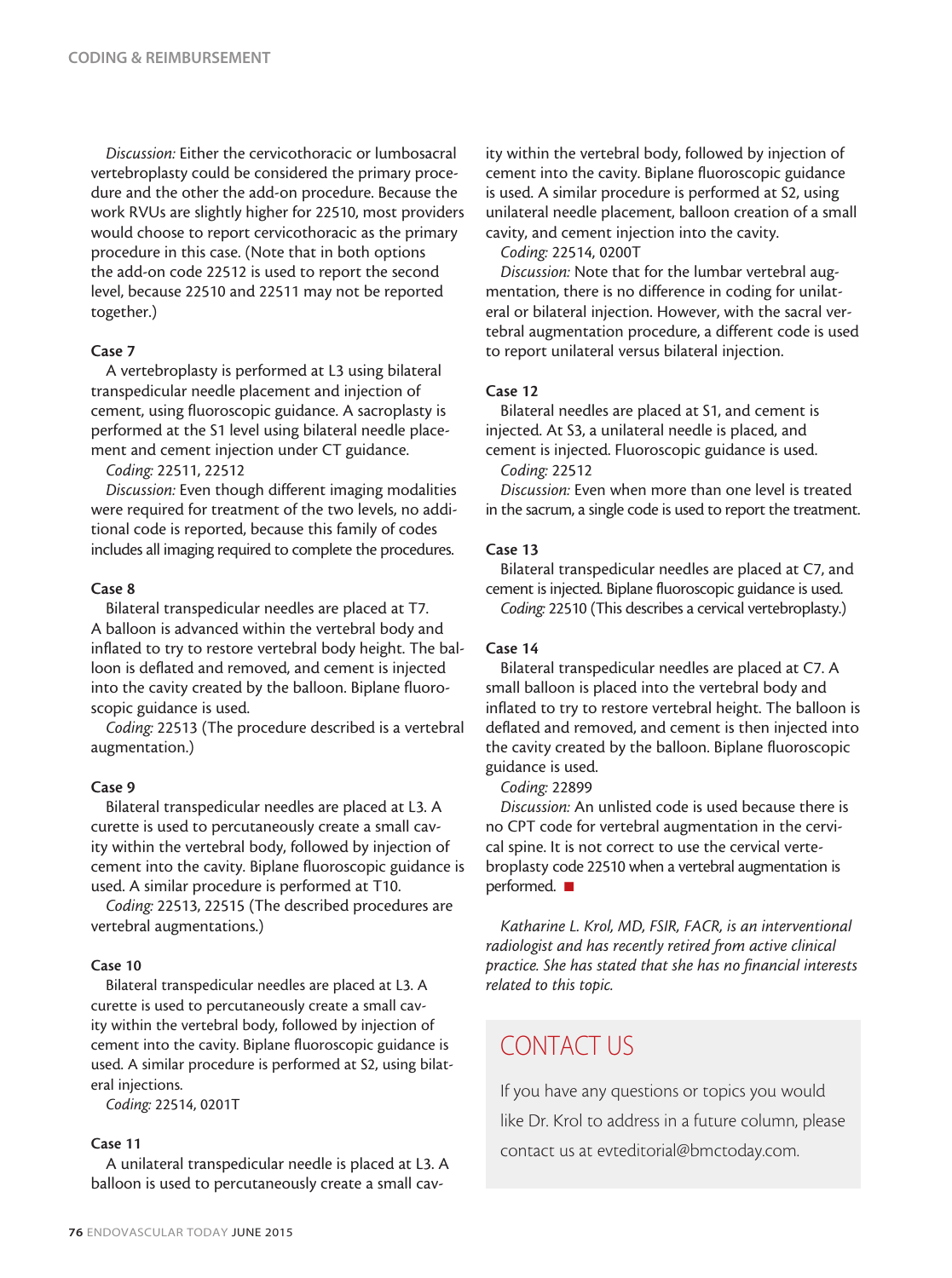*Discussion:* Either the cervicothoracic or lumbosacral vertebroplasty could be considered the primary procedure and the other the add-on procedure. Because the work RVUs are slightly higher for 22510, most providers would choose to report cervicothoracic as the primary procedure in this case. (Note that in both options the add-on code 22512 is used to report the second level, because 22510 and 22511 may not be reported together.)

**Case 7**

A vertebroplasty is performed at L3 using bilateral transpedicular needle placement and injection of cement, using fluoroscopic guidance. A sacroplasty is performed at the S1 level using bilateral needle placement and cement injection under CT guidance.

*Coding:* 22511, 22512

*Discussion:* Even though different imaging modalities were required for treatment of the two levels, no additional code is reported, because this family of codes includes all imaging required to complete the procedures.

**Case 8**

Bilateral transpedicular needles are placed at T7. A balloon is advanced within the vertebral body and inflated to try to restore vertebral body height. The balloon is deflated and removed, and cement is injected into the cavity created by the balloon. Biplane fluoroscopic guidance is used.

*Coding:* 22513 (The procedure described is a vertebral augmentation.)

**Case 9**

Bilateral transpedicular needles are placed at L3. A curette is used to percutaneously create a small cavity within the vertebral body, followed by injection of cement into the cavity. Biplane fluoroscopic guidance is used. A similar procedure is performed at T10.

*Coding:* 22513, 22515 (The described procedures are vertebral augmentations.)

**Case 10**

Bilateral transpedicular needles are placed at L3. A curette is used to percutaneously create a small cavity within the vertebral body, followed by injection of cement into the cavity. Biplane fluoroscopic guidance is used. A similar procedure is performed at S2, using bilateral injections.

*Coding:* 22514, 0201T

**Case 11**

A unilateral transpedicular needle is placed at L3. A balloon is used to percutaneously create a small cavity within the vertebral body, followed by injection of cement into the cavity. Biplane fluoroscopic guidance is used. A similar procedure is performed at S2, using unilateral needle placement, balloon creation of a small cavity, and cement injection into the cavity.

*Coding:* 22514, 0200T

*Discussion:* Note that for the lumbar vertebral augmentation, there is no difference in coding for unilateral or bilateral injection. However, with the sacral vertebral augmentation procedure, a different code is used to report unilateral versus bilateral injection.

**Case 12**

Bilateral needles are placed at S1, and cement is injected. At S3, a unilateral needle is placed, and cement is injected. Fluoroscopic guidance is used.

*Coding:* 22512

*Discussion:* Even when more than one level is treated in the sacrum, a single code is used to report the treatment.

**Case 13**

Bilateral transpedicular needles are placed at C7, and cement is injected. Biplane fluoroscopic guidance is used.

*Coding:* 22510 (This describes a cervical vertebroplasty.)

**Case 14**

Bilateral transpedicular needles are placed at C7. A small balloon is placed into the vertebral body and inflated to try to restore vertebral height. The balloon is deflated and removed, and cement is then injected into the cavity created by the balloon. Biplane fluoroscopic guidance is used.

*Coding:* 22899

*Discussion:* An unlisted code is used because there is no CPT code for vertebral augmentation in the cervical spine. It is not correct to use the cervical vertebroplasty code 22510 when a vertebral augmentation is performed. ■

*Katharine L. Krol, MD, FSIR, FACR, is an interventional radiologist and has recently retired from active clinical practice. She has stated that she has no financial interests related to this topic.*

## CONTACT US

If you have any questions or topics you would like Dr. Krol to address in a future column, please contact us at evteditorial@bmctoday.com.